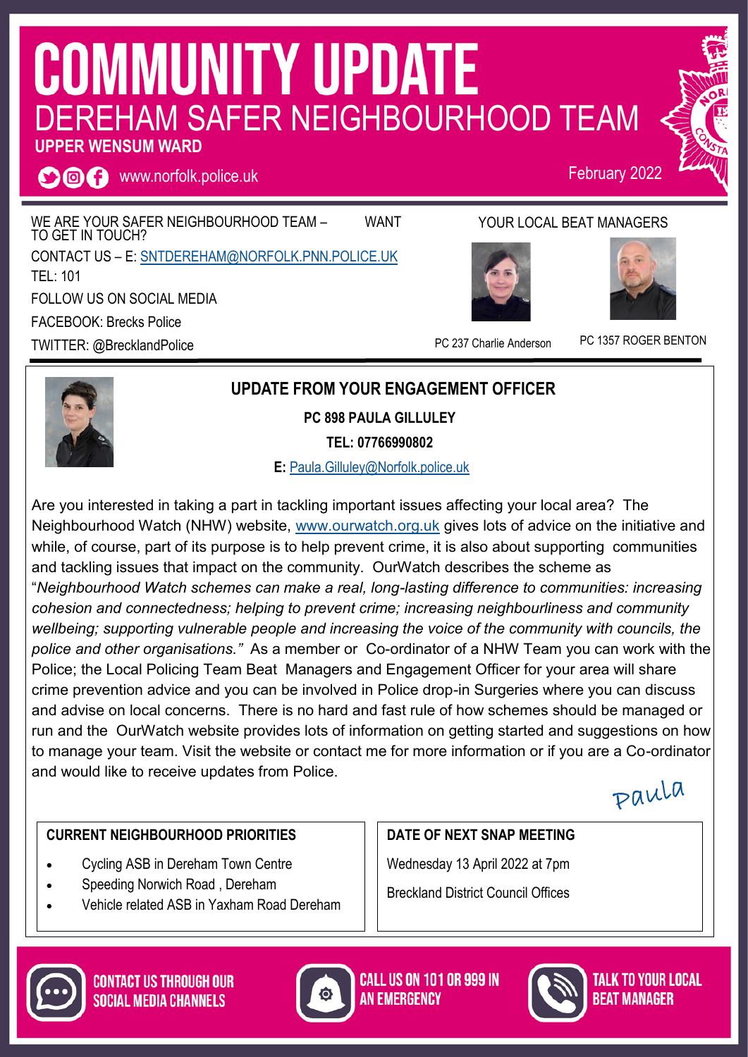# COMMUNITY UPDATE

## DEREHAM SAFER NEIGHBOURHOOD TEAM

**UPPER WENSUM WARD**

www.norfolk.police.uk

February 2022

WE ARE YOUR SAFER NEIGHBOURHOOD TEAM – WANT TO GET IN TOUCH?

CONTACT US – E: SNTDEREHAM@NORFOLK.PNN.POLICE.UK

TEL: 101

FOLLOW US ON SOCIAL MEDIA

FACEBOOK: Brecks Police

TWITTER: @BrecklandPolice

YOUR LOCAL BEAT MANAGERS

PC 237 Charlie Anderson

PC 1357 ROGER BENTON

### UPDATE FROM YOUR ENGAGEMENT OFFICER

**PC 898 PAULA GILLULEY**

**TEL: 07766990802**

**E:** Paula.Gilluley@Norfolk.police.uk

Are you interested in taking a part in tackling important issues affecting your local area? The Neighbourhood Watch (NHW) website, www.ourwatch.org.uk gives lots of advice on the initiative and while, of course, part of its purpose is to help prevent crime, it is also about supporting communities and tackling issues that impact on the community. OurWatch describes the scheme as "*Neighbourhood Watch schemes can make a real, long-lasting difference to communities: increasing cohesion and connectedness; helping to prevent crime; increasing neighbourliness and community wellbeing; supporting vulnerable people and increasing the voice of the community with councils, the police and other organisations.*" As a member or Co-ordinator of a NHW Team you can work with the Police; the Local Policing Team Beat Managers and Engagement Officer for your area will share crime prevention advice and you can be involved in Police drop-in Surgeries where you can discuss and advise on local concerns. There is no hard and fast rule of how schemes should be managed or run and the OurWatch website provides lots of information on getting started and suggestions on how to manage your team. Visit the website or contact me for more information or if you are a Co-ordinator and would like to receive updates from Police.

Paula

### CURRENT NEIGHBOURHOOD PRIORITIES

- Cycling ASB in Dereham Town Centre
- Speeding Norwich Road , Dereham
- Vehicle related ASB in Yaxham Road Dereham

### DATE OF NEXT SNAP MEETING

Wednesday 13 April 2022 at 7pm

Breckland District Council Offices

CONTACT US THROUGH OUR SOCIAL MEDIA CHANNELS

CALL US ON 101 OR 999 IN AN EMERGENCY

TALK TO YOUR LOCAL BEAT MANAGER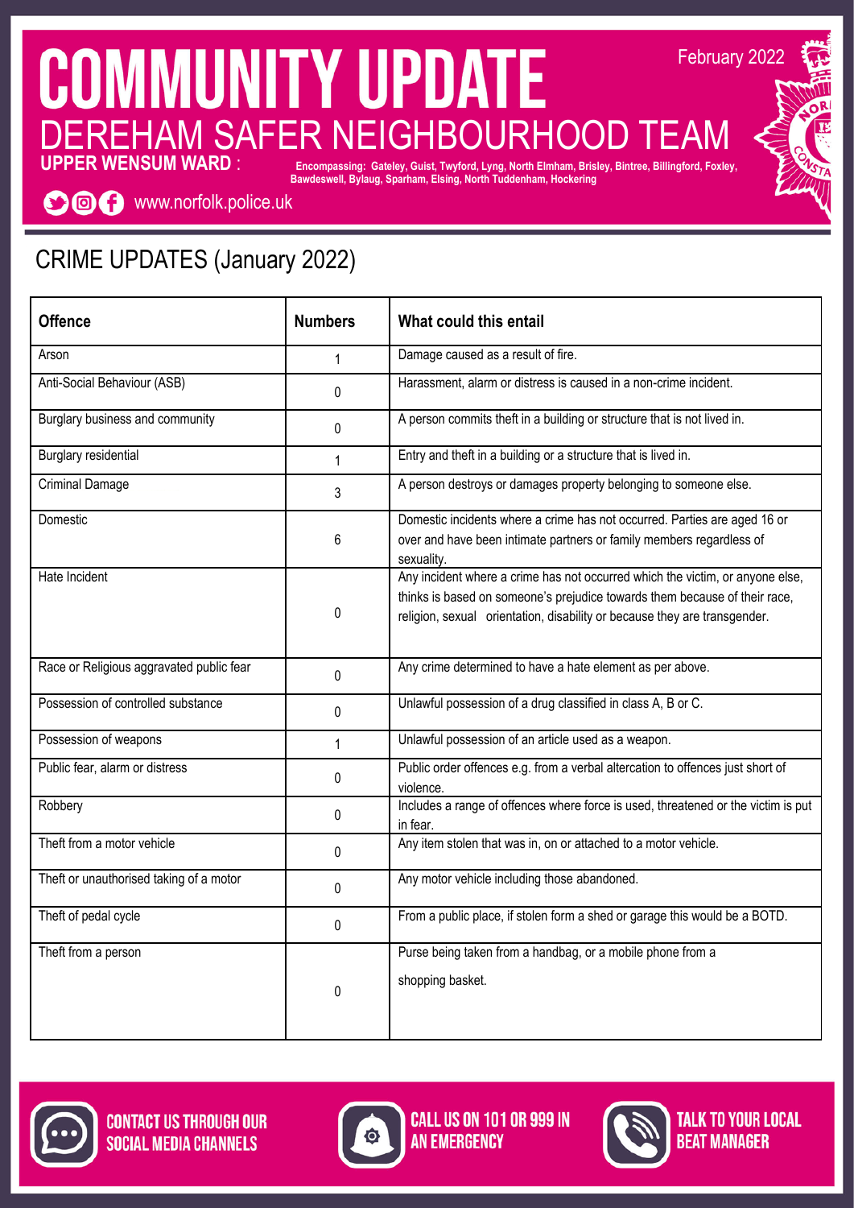# COMMUNITY UPDATE

February 2022

## DEREHAM SAFER NEIGHBOURHOOD TEAM

**UPPER WENSUM WARD** : **Encompassing: Gateley, Guist, Twyford, Lyng, North Elmham, Brisley, Bintree, Billingford, Foxley, Bawdeswell, Bylaug, Sparham, Elsing, North Tuddenham, Hockering**

www.norfolk.police.uk

## CRIME UPDATES (January 2022)

| Offence | Numbers | What could this entail |
|---|---|---|
| Arson | 1 | Damage caused as a result of fire. |
| Anti-Social Behaviour (ASB) | 0 | Harassment, alarm or distress is caused in a non-crime incident. |
| Burglary business and community | 0 | A person commits theft in a building or structure that is not lived in. |
| Burglary residential | 1 | Entry and theft in a building or a structure that is lived in. |
| Criminal Damage | 3 | A person destroys or damages property belonging to someone else. |
| Domestic | 6 | Domestic incidents where a crime has not occurred. Parties are aged 16 or over and have been intimate partners or family members regardless of sexuality. |
| Hate Incident | 0 | Any incident where a crime has not occurred which the victim, or anyone else, thinks is based on someone's prejudice towards them because of their race, religion, sexual orientation, disability or because they are transgender. |
| Race or Religious aggravated public fear | 0 | Any crime determined to have a hate element as per above. |
| Possession of controlled substance | 0 | Unlawful possession of a drug classified in class A, B or C. |
| Possession of weapons | 1 | Unlawful possession of an article used as a weapon. |
| Public fear, alarm or distress | 0 | Public order offences e.g. from a verbal altercation to offences just short of violence. |
| Robbery | 0 | Includes a range of offences where force is used, threatened or the victim is put in fear. |
| Theft from a motor vehicle | 0 | Any item stolen that was in, on or attached to a motor vehicle. |
| Theft or unauthorised taking of a motor | 0 | Any motor vehicle including those abandoned. |
| Theft of pedal cycle | 0 | From a public place, if stolen form a shed or garage this would be a BOTD. |
| Theft from a person | 0 | Purse being taken from a handbag, or a mobile phone from a shopping basket. |

CONTACT US THROUGH OUR SOCIAL MEDIA CHANNELS

CALL US ON 101 OR 999 IN AN EMERGENCY

TALK TO YOUR LOCAL BEAT MANAGER